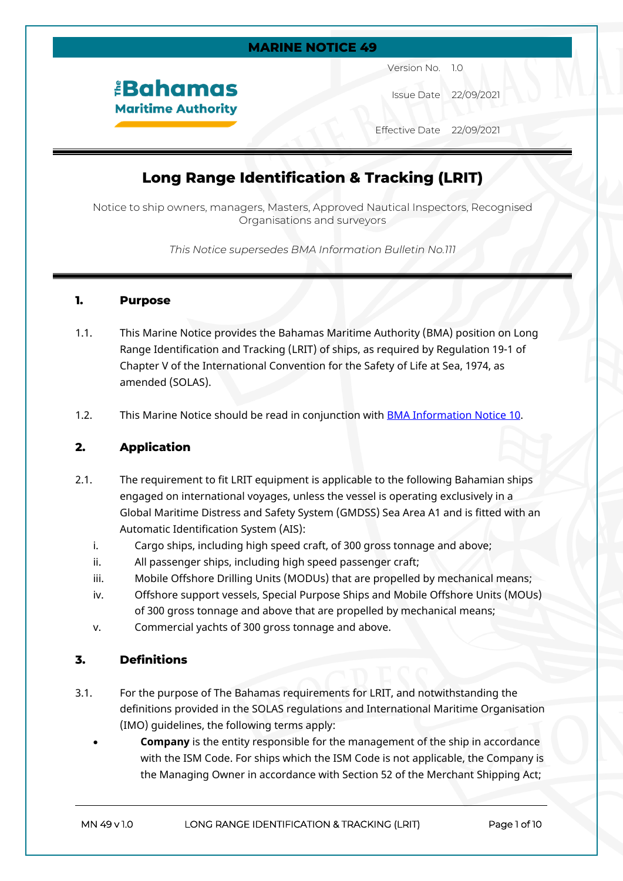**MARINE NOTICE 49**

The Bahamas Maritime Authority

Version No. 1.0

Issue Date 22/09/2021

Effective Date 22/09/2021

# Long Range Identification & Tracking (LRIT)

Notice to ship owners, managers, Masters, Approved Nautical Inspectors, Recognised Organisations and surveyors

*This Notice supersedes BMA Information Bulletin No.111*

## 1. Purpose

1.1. This Marine Notice provides the Bahamas Maritime Authority (BMA) position on Long Range Identification and Tracking (LRIT) of ships, as required by Regulation 19-1 of Chapter V of the International Convention for the Safety of Life at Sea, 1974, as amended (SOLAS).

1.2. This Marine Notice should be read in conjunction with BMA Information Notice 10.

## 2. Application

2.1. The requirement to fit LRIT equipment is applicable to the following Bahamian ships engaged on international voyages, unless the vessel is operating exclusively in a Global Maritime Distress and Safety System (GMDSS) Sea Area A1 and is fitted with an Automatic Identification System (AIS):

i. Cargo ships, including high speed craft, of 300 gross tonnage and above;
ii. All passenger ships, including high speed passenger craft;
iii. Mobile Offshore Drilling Units (MODUs) that are propelled by mechanical means;
iv. Offshore support vessels, Special Purpose Ships and Mobile Offshore Units (MOUs) of 300 gross tonnage and above that are propelled by mechanical means;
v. Commercial yachts of 300 gross tonnage and above.

## 3. Definitions

3.1. For the purpose of The Bahamas requirements for LRIT, and notwithstanding the definitions provided in the SOLAS regulations and International Maritime Organisation (IMO) guidelines, the following terms apply:

- **Company** is the entity responsible for the management of the ship in accordance with the ISM Code. For ships which the ISM Code is not applicable, the Company is the Managing Owner in accordance with Section 52 of the Merchant Shipping Act;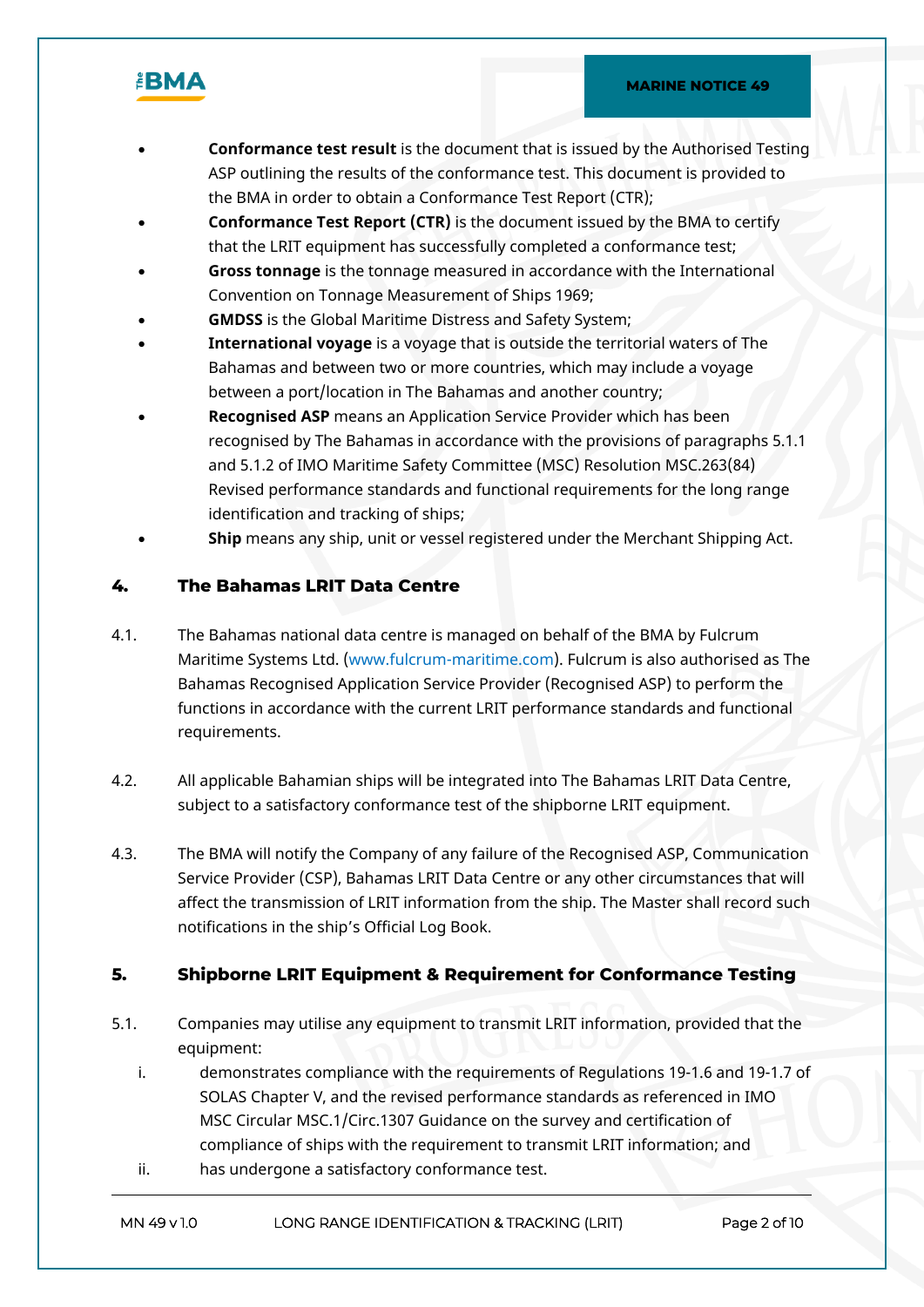- **Conformance test result** is the document that is issued by the Authorised Testing ASP outlining the results of the conformance test. This document is provided to the BMA in order to obtain a Conformance Test Report (CTR);
- **Conformance Test Report (CTR)** is the document issued by the BMA to certify that the LRIT equipment has successfully completed a conformance test;
- **Gross tonnage** is the tonnage measured in accordance with the International Convention on Tonnage Measurement of Ships 1969;
- **GMDSS** is the Global Maritime Distress and Safety System;
- **International voyage** is a voyage that is outside the territorial waters of The Bahamas and between two or more countries, which may include a voyage between a port/location in The Bahamas and another country;
- **Recognised ASP** means an Application Service Provider which has been recognised by The Bahamas in accordance with the provisions of paragraphs 5.1.1 and 5.1.2 of IMO Maritime Safety Committee (MSC) Resolution MSC.263(84) Revised performance standards and functional requirements for the long range identification and tracking of ships;
- **Ship** means any ship, unit or vessel registered under the Merchant Shipping Act.

## 4. The Bahamas LRIT Data Centre

4.1. The Bahamas national data centre is managed on behalf of the BMA by Fulcrum Maritime Systems Ltd. (www.fulcrum-maritime.com). Fulcrum is also authorised as The Bahamas Recognised Application Service Provider (Recognised ASP) to perform the functions in accordance with the current LRIT performance standards and functional requirements.

4.2. All applicable Bahamian ships will be integrated into The Bahamas LRIT Data Centre, subject to a satisfactory conformance test of the shipborne LRIT equipment.

4.3. The BMA will notify the Company of any failure of the Recognised ASP, Communication Service Provider (CSP), Bahamas LRIT Data Centre or any other circumstances that will affect the transmission of LRIT information from the ship. The Master shall record such notifications in the ship's Official Log Book.

## 5. Shipborne LRIT Equipment & Requirement for Conformance Testing

5.1. Companies may utilise any equipment to transmit LRIT information, provided that the equipment:

i. demonstrates compliance with the requirements of Regulations 19-1.6 and 19-1.7 of SOLAS Chapter V, and the revised performance standards as referenced in IMO MSC Circular MSC.1/Circ.1307 Guidance on the survey and certification of compliance of ships with the requirement to transmit LRIT information; and

ii. has undergone a satisfactory conformance test.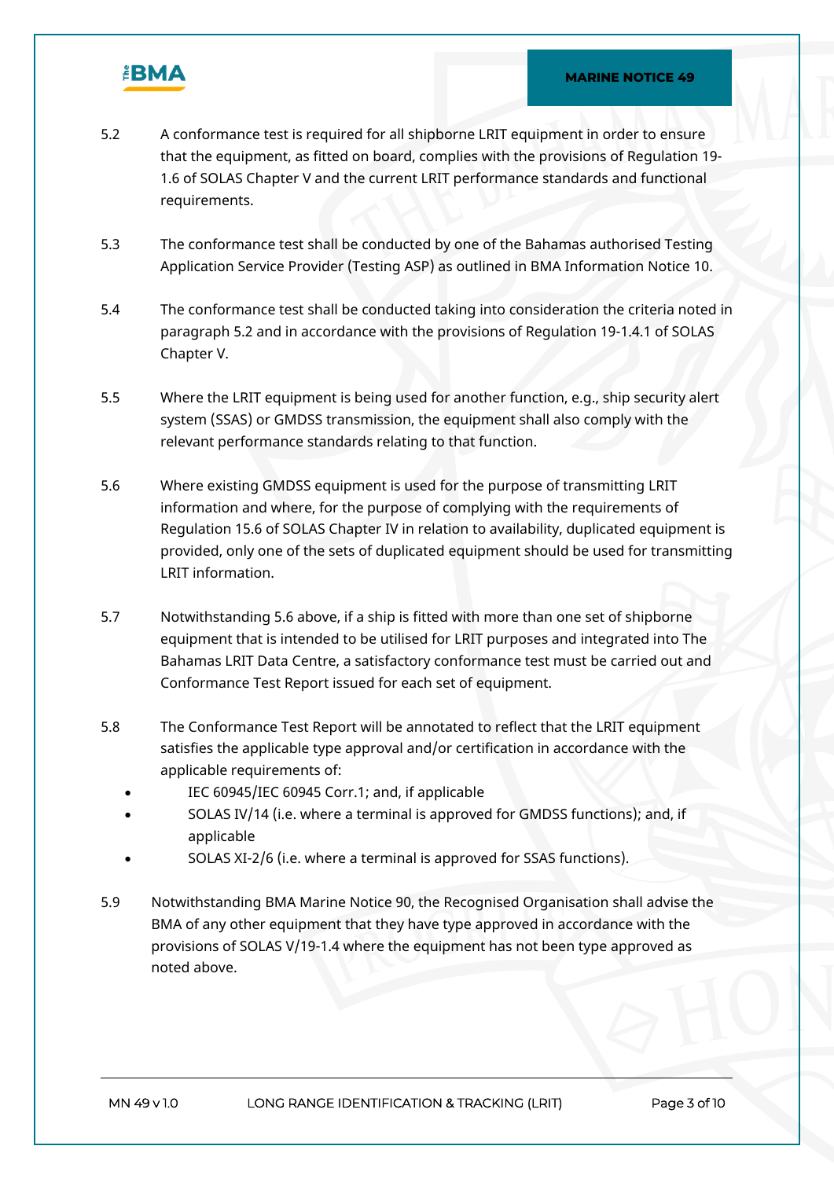5.2 A conformance test is required for all shipborne LRIT equipment in order to ensure that the equipment, as fitted on board, complies with the provisions of Regulation 19-1.6 of SOLAS Chapter V and the current LRIT performance standards and functional requirements.

5.3 The conformance test shall be conducted by one of the Bahamas authorised Testing Application Service Provider (Testing ASP) as outlined in BMA Information Notice 10.

5.4 The conformance test shall be conducted taking into consideration the criteria noted in paragraph 5.2 and in accordance with the provisions of Regulation 19-1.4.1 of SOLAS Chapter V.

5.5 Where the LRIT equipment is being used for another function, e.g., ship security alert system (SSAS) or GMDSS transmission, the equipment shall also comply with the relevant performance standards relating to that function.

5.6 Where existing GMDSS equipment is used for the purpose of transmitting LRIT information and where, for the purpose of complying with the requirements of Regulation 15.6 of SOLAS Chapter IV in relation to availability, duplicated equipment is provided, only one of the sets of duplicated equipment should be used for transmitting LRIT information.

5.7 Notwithstanding 5.6 above, if a ship is fitted with more than one set of shipborne equipment that is intended to be utilised for LRIT purposes and integrated into The Bahamas LRIT Data Centre, a satisfactory conformance test must be carried out and Conformance Test Report issued for each set of equipment.

5.8 The Conformance Test Report will be annotated to reflect that the LRIT equipment satisfies the applicable type approval and/or certification in accordance with the applicable requirements of:

- IEC 60945/IEC 60945 Corr.1; and, if applicable
- SOLAS IV/14 (i.e. where a terminal is approved for GMDSS functions); and, if applicable
- SOLAS XI-2/6 (i.e. where a terminal is approved for SSAS functions).

5.9 Notwithstanding BMA Marine Notice 90, the Recognised Organisation shall advise the BMA of any other equipment that they have type approved in accordance with the provisions of SOLAS V/19-1.4 where the equipment has not been type approved as noted above.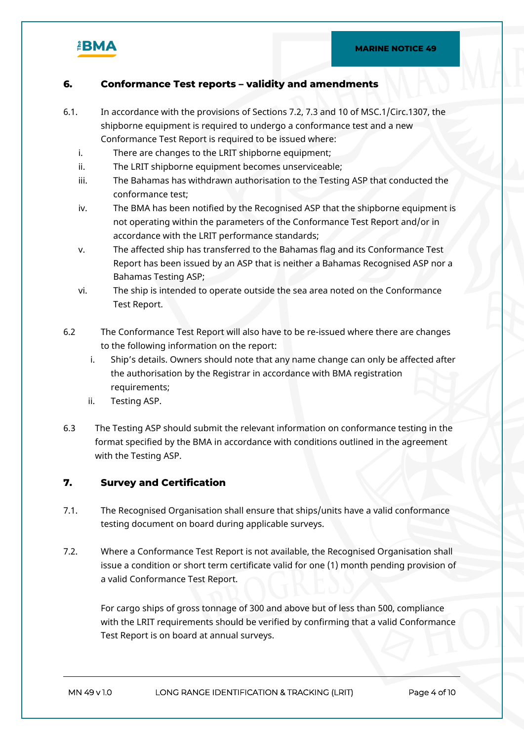## 6. Conformance Test reports – validity and amendments

6.1. In accordance with the provisions of Sections 7.2, 7.3 and 10 of MSC.1/Circ.1307, the shipborne equipment is required to undergo a conformance test and a new Conformance Test Report is required to be issued where:

i. There are changes to the LRIT shipborne equipment;

ii. The LRIT shipborne equipment becomes unserviceable;

iii. The Bahamas has withdrawn authorisation to the Testing ASP that conducted the conformance test;

iv. The BMA has been notified by the Recognised ASP that the shipborne equipment is not operating within the parameters of the Conformance Test Report and/or in accordance with the LRIT performance standards;

v. The affected ship has transferred to the Bahamas flag and its Conformance Test Report has been issued by an ASP that is neither a Bahamas Recognised ASP nor a Bahamas Testing ASP;

vi. The ship is intended to operate outside the sea area noted on the Conformance Test Report.

6.2 The Conformance Test Report will also have to be re-issued where there are changes to the following information on the report:

i. Ship's details. Owners should note that any name change can only be affected after the authorisation by the Registrar in accordance with BMA registration requirements;

ii. Testing ASP.

6.3 The Testing ASP should submit the relevant information on conformance testing in the format specified by the BMA in accordance with conditions outlined in the agreement with the Testing ASP.

## 7. Survey and Certification

7.1. The Recognised Organisation shall ensure that ships/units have a valid conformance testing document on board during applicable surveys.

7.2. Where a Conformance Test Report is not available, the Recognised Organisation shall issue a condition or short term certificate valid for one (1) month pending provision of a valid Conformance Test Report.

For cargo ships of gross tonnage of 300 and above but of less than 500, compliance with the LRIT requirements should be verified by confirming that a valid Conformance Test Report is on board at annual surveys.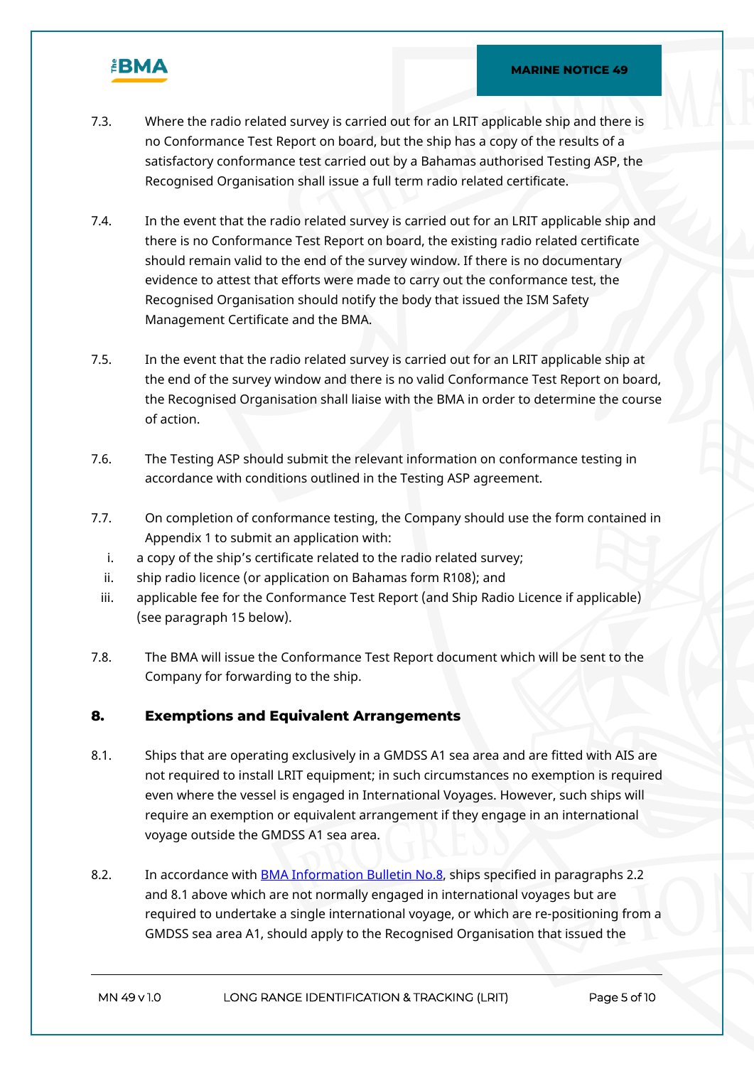7.3. Where the radio related survey is carried out for an LRIT applicable ship and there is no Conformance Test Report on board, but the ship has a copy of the results of a satisfactory conformance test carried out by a Bahamas authorised Testing ASP, the Recognised Organisation shall issue a full term radio related certificate.

7.4. In the event that the radio related survey is carried out for an LRIT applicable ship and there is no Conformance Test Report on board, the existing radio related certificate should remain valid to the end of the survey window. If there is no documentary evidence to attest that efforts were made to carry out the conformance test, the Recognised Organisation should notify the body that issued the ISM Safety Management Certificate and the BMA.

7.5. In the event that the radio related survey is carried out for an LRIT applicable ship at the end of the survey window and there is no valid Conformance Test Report on board, the Recognised Organisation shall liaise with the BMA in order to determine the course of action.

7.6. The Testing ASP should submit the relevant information on conformance testing in accordance with conditions outlined in the Testing ASP agreement.

7.7. On completion of conformance testing, the Company should use the form contained in Appendix 1 to submit an application with:

i. a copy of the ship's certificate related to the radio related survey;
ii. ship radio licence (or application on Bahamas form R108); and
iii. applicable fee for the Conformance Test Report (and Ship Radio Licence if applicable) (see paragraph 15 below).

7.8. The BMA will issue the Conformance Test Report document which will be sent to the Company for forwarding to the ship.

## 8. Exemptions and Equivalent Arrangements

8.1. Ships that are operating exclusively in a GMDSS A1 sea area and are fitted with AIS are not required to install LRIT equipment; in such circumstances no exemption is required even where the vessel is engaged in International Voyages. However, such ships will require an exemption or equivalent arrangement if they engage in an international voyage outside the GMDSS A1 sea area.

8.2. In accordance with BMA Information Bulletin No.8, ships specified in paragraphs 2.2 and 8.1 above which are not normally engaged in international voyages but are required to undertake a single international voyage, or which are re-positioning from a GMDSS sea area A1, should apply to the Recognised Organisation that issued the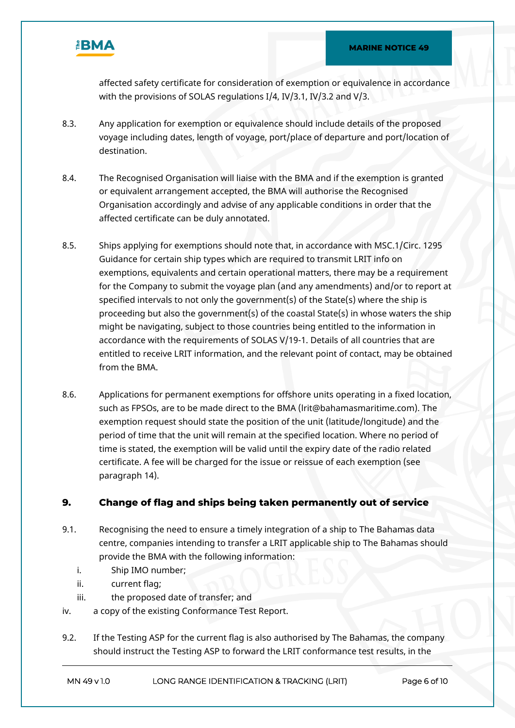affected safety certificate for consideration of exemption or equivalence in accordance with the provisions of SOLAS regulations I/4, IV/3.1, IV/3.2 and V/3.

8.3. Any application for exemption or equivalence should include details of the proposed voyage including dates, length of voyage, port/place of departure and port/location of destination.

8.4. The Recognised Organisation will liaise with the BMA and if the exemption is granted or equivalent arrangement accepted, the BMA will authorise the Recognised Organisation accordingly and advise of any applicable conditions in order that the affected certificate can be duly annotated.

8.5. Ships applying for exemptions should note that, in accordance with MSC.1/Circ. 1295 Guidance for certain ship types which are required to transmit LRIT info on exemptions, equivalents and certain operational matters, there may be a requirement for the Company to submit the voyage plan (and any amendments) and/or to report at specified intervals to not only the government(s) of the State(s) where the ship is proceeding but also the government(s) of the coastal State(s) in whose waters the ship might be navigating, subject to those countries being entitled to the information in accordance with the requirements of SOLAS V/19-1. Details of all countries that are entitled to receive LRIT information, and the relevant point of contact, may be obtained from the BMA.

8.6. Applications for permanent exemptions for offshore units operating in a fixed location, such as FPSOs, are to be made direct to the BMA (lrit@bahamasmaritime.com). The exemption request should state the position of the unit (latitude/longitude) and the period of time that the unit will remain at the specified location. Where no period of time is stated, the exemption will be valid until the expiry date of the radio related certificate. A fee will be charged for the issue or reissue of each exemption (see paragraph 14).

## 9. Change of flag and ships being taken permanently out of service

9.1. Recognising the need to ensure a timely integration of a ship to The Bahamas data centre, companies intending to transfer a LRIT applicable ship to The Bahamas should provide the BMA with the following information:

i. Ship IMO number;
ii. current flag;
iii. the proposed date of transfer; and
iv. a copy of the existing Conformance Test Report.

9.2. If the Testing ASP for the current flag is also authorised by The Bahamas, the company should instruct the Testing ASP to forward the LRIT conformance test results, in the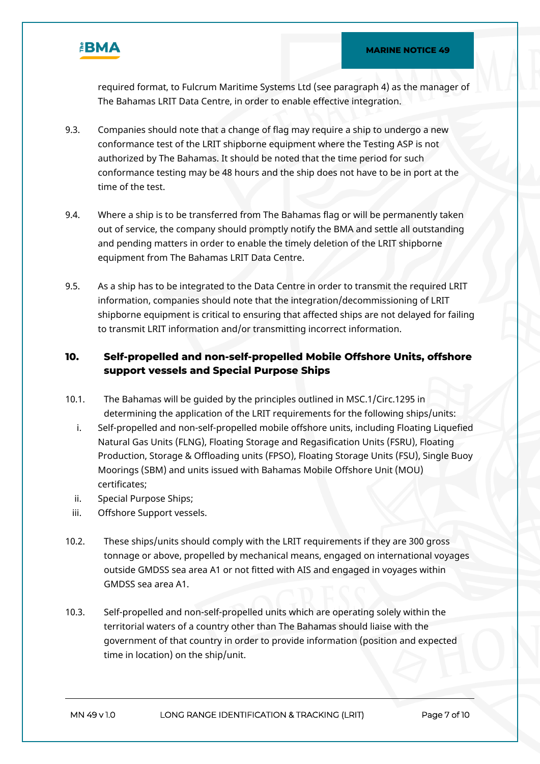required format, to Fulcrum Maritime Systems Ltd (see paragraph 4) as the manager of The Bahamas LRIT Data Centre, in order to enable effective integration.

9.3. Companies should note that a change of flag may require a ship to undergo a new conformance test of the LRIT shipborne equipment where the Testing ASP is not authorized by The Bahamas. It should be noted that the time period for such conformance testing may be 48 hours and the ship does not have to be in port at the time of the test.

9.4. Where a ship is to be transferred from The Bahamas flag or will be permanently taken out of service, the company should promptly notify the BMA and settle all outstanding and pending matters in order to enable the timely deletion of the LRIT shipborne equipment from The Bahamas LRIT Data Centre.

9.5. As a ship has to be integrated to the Data Centre in order to transmit the required LRIT information, companies should note that the integration/decommissioning of LRIT shipborne equipment is critical to ensuring that affected ships are not delayed for failing to transmit LRIT information and/or transmitting incorrect information.

## 10. Self-propelled and non-self-propelled Mobile Offshore Units, offshore support vessels and Special Purpose Ships

10.1. The Bahamas will be guided by the principles outlined in MSC.1/Circ.1295 in determining the application of the LRIT requirements for the following ships/units:

i. Self-propelled and non-self-propelled mobile offshore units, including Floating Liquefied Natural Gas Units (FLNG), Floating Storage and Regasification Units (FSRU), Floating Production, Storage & Offloading units (FPSO), Floating Storage Units (FSU), Single Buoy Moorings (SBM) and units issued with Bahamas Mobile Offshore Unit (MOU) certificates;

ii. Special Purpose Ships;

iii. Offshore Support vessels.

10.2. These ships/units should comply with the LRIT requirements if they are 300 gross tonnage or above, propelled by mechanical means, engaged on international voyages outside GMDSS sea area A1 or not fitted with AIS and engaged in voyages within GMDSS sea area A1.

10.3. Self-propelled and non-self-propelled units which are operating solely within the territorial waters of a country other than The Bahamas should liaise with the government of that country in order to provide information (position and expected time in location) on the ship/unit.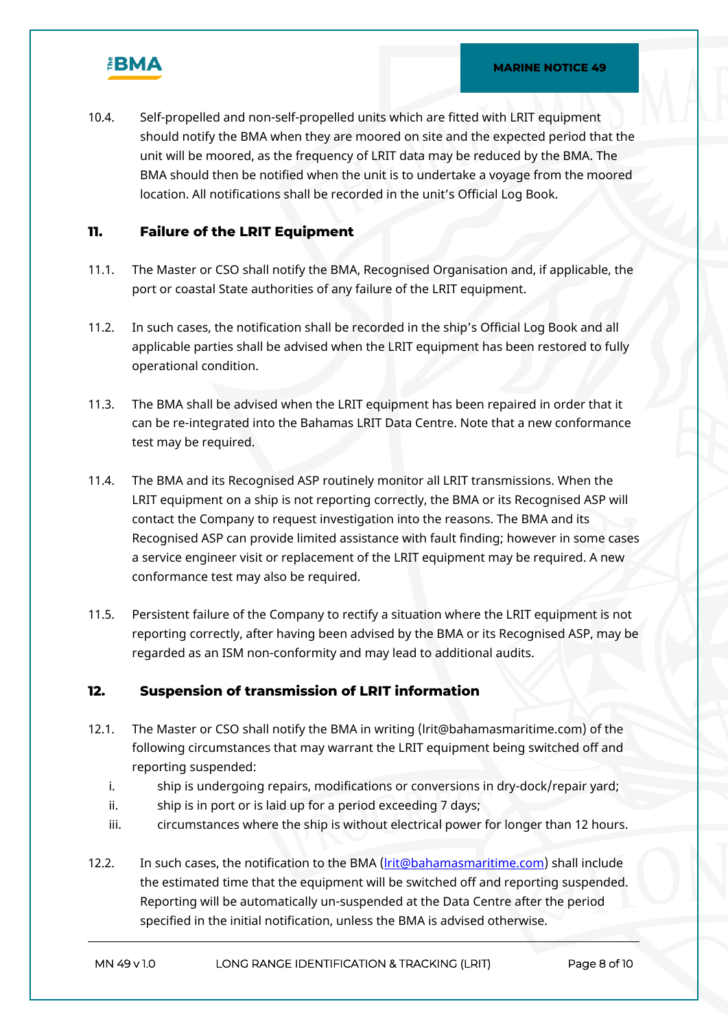10.4. Self-propelled and non-self-propelled units which are fitted with LRIT equipment should notify the BMA when they are moored on site and the expected period that the unit will be moored, as the frequency of LRIT data may be reduced by the BMA. The BMA should then be notified when the unit is to undertake a voyage from the moored location. All notifications shall be recorded in the unit's Official Log Book.

## 11. Failure of the LRIT Equipment

11.1. The Master or CSO shall notify the BMA, Recognised Organisation and, if applicable, the port or coastal State authorities of any failure of the LRIT equipment.

11.2. In such cases, the notification shall be recorded in the ship's Official Log Book and all applicable parties shall be advised when the LRIT equipment has been restored to fully operational condition.

11.3. The BMA shall be advised when the LRIT equipment has been repaired in order that it can be re-integrated into the Bahamas LRIT Data Centre. Note that a new conformance test may be required.

11.4. The BMA and its Recognised ASP routinely monitor all LRIT transmissions. When the LRIT equipment on a ship is not reporting correctly, the BMA or its Recognised ASP will contact the Company to request investigation into the reasons. The BMA and its Recognised ASP can provide limited assistance with fault finding; however in some cases a service engineer visit or replacement of the LRIT equipment may be required. A new conformance test may also be required.

11.5. Persistent failure of the Company to rectify a situation where the LRIT equipment is not reporting correctly, after having been advised by the BMA or its Recognised ASP, may be regarded as an ISM non-conformity and may lead to additional audits.

## 12. Suspension of transmission of LRIT information

12.1. The Master or CSO shall notify the BMA in writing (lrit@bahamasmaritime.com) of the following circumstances that may warrant the LRIT equipment being switched off and reporting suspended:

i. ship is undergoing repairs, modifications or conversions in dry-dock/repair yard;
ii. ship is in port or is laid up for a period exceeding 7 days;
iii. circumstances where the ship is without electrical power for longer than 12 hours.

12.2. In such cases, the notification to the BMA (lrit@bahamasmaritime.com) shall include the estimated time that the equipment will be switched off and reporting suspended. Reporting will be automatically un-suspended at the Data Centre after the period specified in the initial notification, unless the BMA is advised otherwise.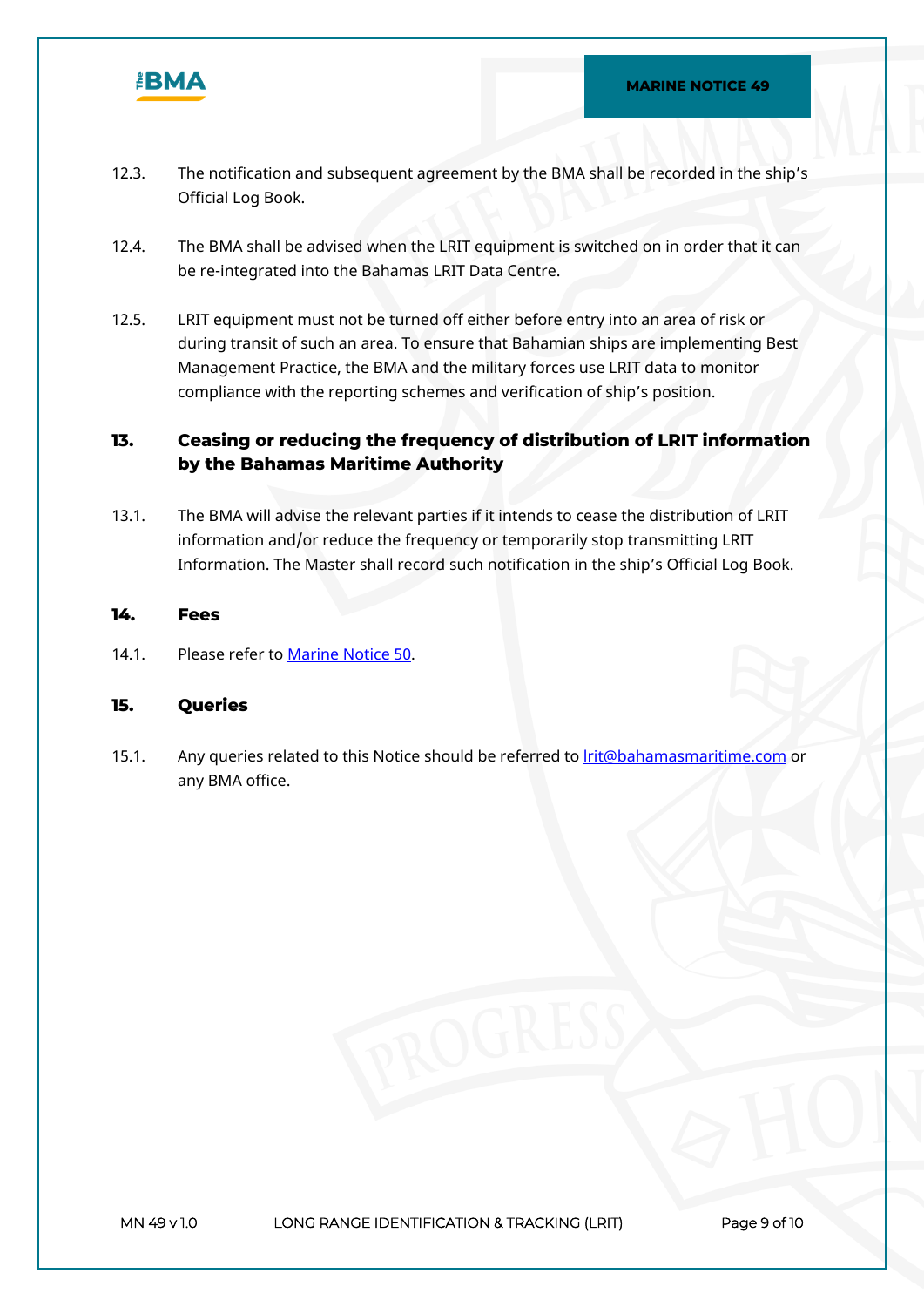12.3. The notification and subsequent agreement by the BMA shall be recorded in the ship's Official Log Book.

12.4. The BMA shall be advised when the LRIT equipment is switched on in order that it can be re-integrated into the Bahamas LRIT Data Centre.

12.5. LRIT equipment must not be turned off either before entry into an area of risk or during transit of such an area. To ensure that Bahamian ships are implementing Best Management Practice, the BMA and the military forces use LRIT data to monitor compliance with the reporting schemes and verification of ship's position.

## 13. Ceasing or reducing the frequency of distribution of LRIT information by the Bahamas Maritime Authority

13.1. The BMA will advise the relevant parties if it intends to cease the distribution of LRIT information and/or reduce the frequency or temporarily stop transmitting LRIT Information. The Master shall record such notification in the ship's Official Log Book.

## 14. Fees

14.1. Please refer to [Marine Notice 50](#).

## 15. Queries

15.1. Any queries related to this Notice should be referred to [lrit@bahamasmaritime.com](mailto:lrit@bahamasmaritime.com) or any BMA office.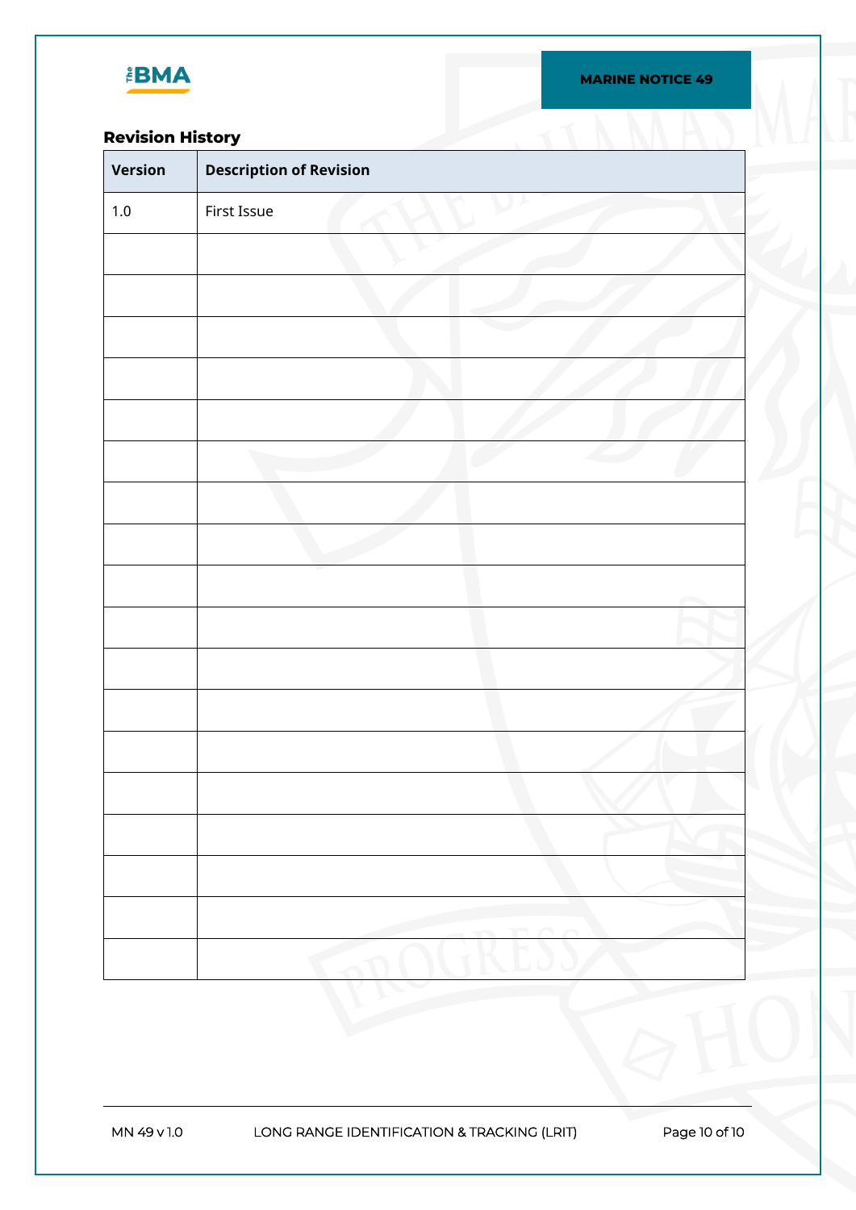## Revision History

| Version | Description of Revision |
|---|---|
| 1.0 | First Issue |
| | |
| | |
| | |
| | |
| | |
| | |
| | |
| | |
| | |
| | |
| | |
| | |
| | |
| | |
| | |
| | |
| | |
| | |